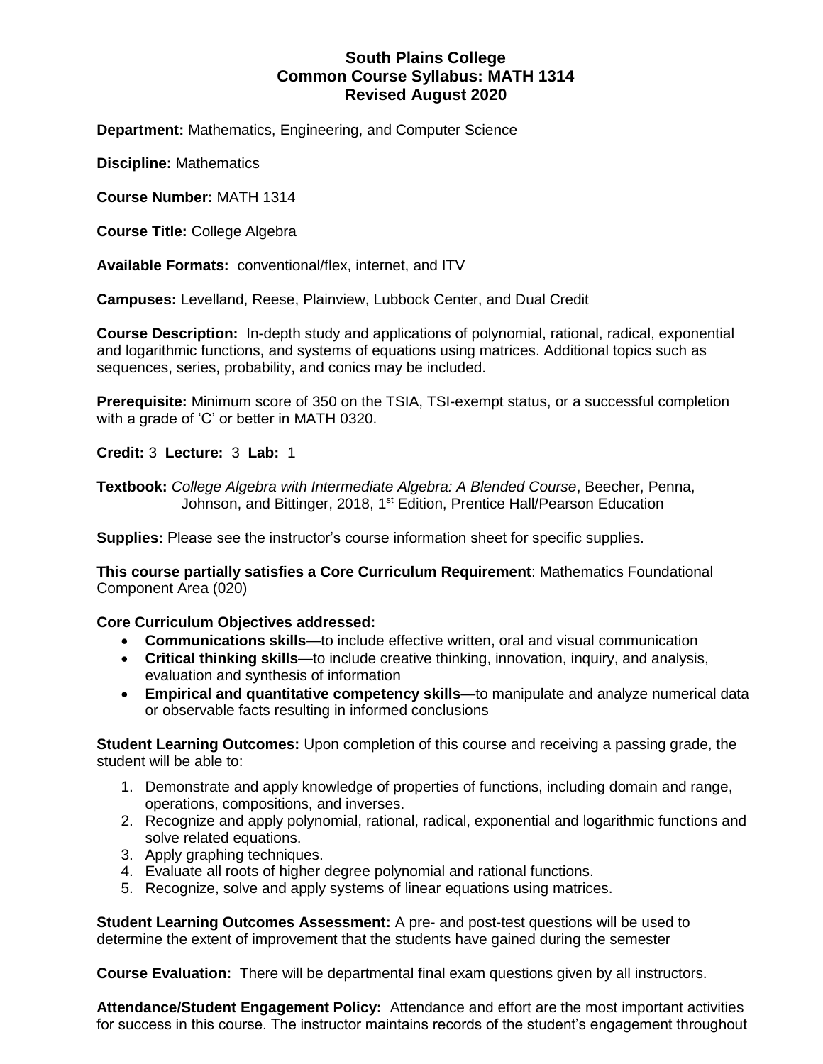# South Plains College
## Common Course Syllabus: MATH 1314
### Revised August 2020

**Department:** Mathematics, Engineering, and Computer Science

**Discipline:** Mathematics

**Course Number:** MATH 1314

**Course Title:** College Algebra

**Available Formats:** conventional/flex, internet, and ITV

**Campuses:** Levelland, Reese, Plainview, Lubbock Center, and Dual Credit

**Course Description:** In-depth study and applications of polynomial, rational, radical, exponential and logarithmic functions, and systems of equations using matrices. Additional topics such as sequences, series, probability, and conics may be included.

**Prerequisite:** Minimum score of 350 on the TSIA, TSI-exempt status, or a successful completion with a grade of 'C' or better in MATH 0320.

**Credit:** 3 **Lecture:** 3 **Lab:** 1

**Textbook:** *College Algebra with Intermediate Algebra: A Blended Course*, Beecher, Penna, Johnson, and Bittinger, 2018, 1st Edition, Prentice Hall/Pearson Education

**Supplies:** Please see the instructor's course information sheet for specific supplies.

**This course partially satisfies a Core Curriculum Requirement**: Mathematics Foundational Component Area (020)

**Core Curriculum Objectives addressed:**

- **Communications skills**—to include effective written, oral and visual communication
- **Critical thinking skills**—to include creative thinking, innovation, inquiry, and analysis, evaluation and synthesis of information
- **Empirical and quantitative competency skills**—to manipulate and analyze numerical data or observable facts resulting in informed conclusions

**Student Learning Outcomes:** Upon completion of this course and receiving a passing grade, the student will be able to:

1. Demonstrate and apply knowledge of properties of functions, including domain and range, operations, compositions, and inverses.
2. Recognize and apply polynomial, rational, radical, exponential and logarithmic functions and solve related equations.
3. Apply graphing techniques.
4. Evaluate all roots of higher degree polynomial and rational functions.
5. Recognize, solve and apply systems of linear equations using matrices.

**Student Learning Outcomes Assessment:** A pre- and post-test questions will be used to determine the extent of improvement that the students have gained during the semester

**Course Evaluation:** There will be departmental final exam questions given by all instructors.

**Attendance/Student Engagement Policy:** Attendance and effort are the most important activities for success in this course. The instructor maintains records of the student's engagement throughout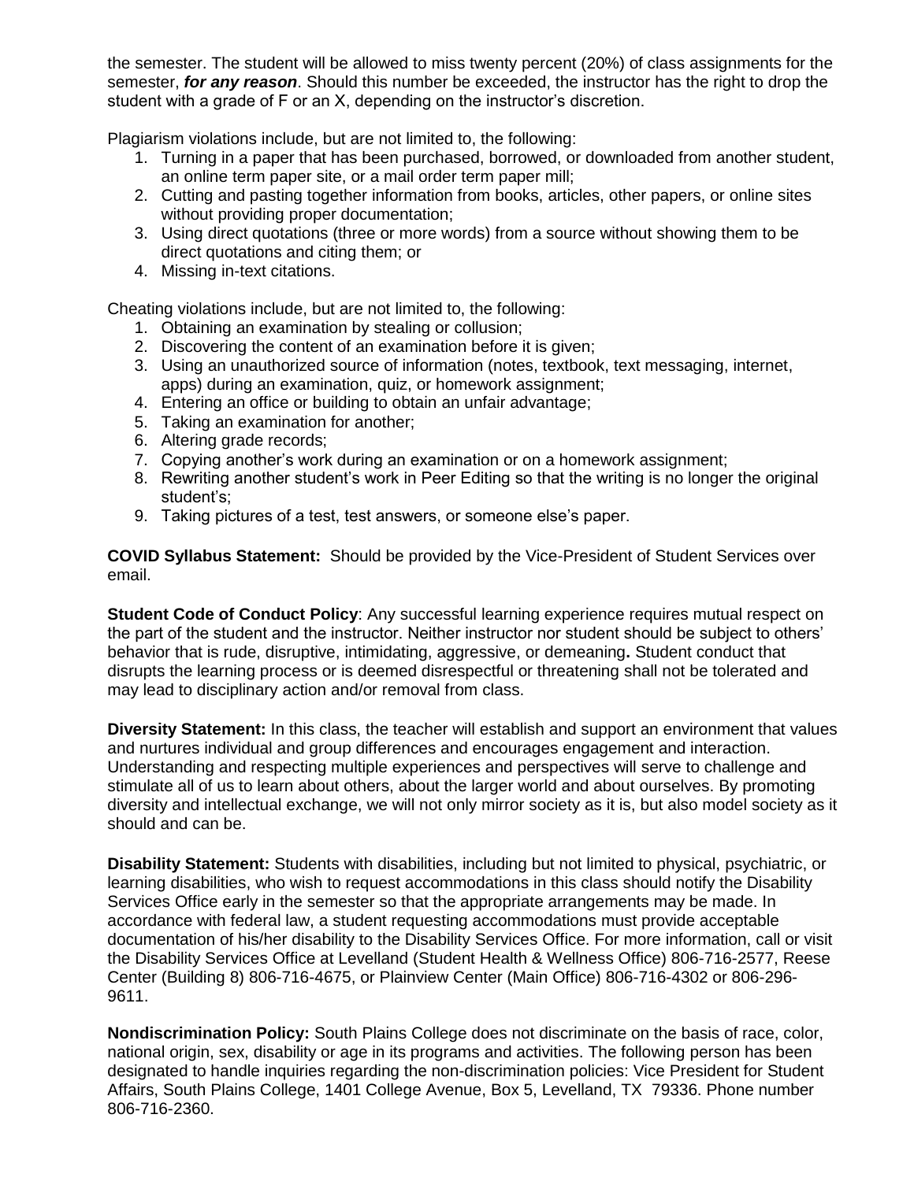the semester. The student will be allowed to miss twenty percent (20%) of class assignments for the semester, ***for any reason***. Should this number be exceeded, the instructor has the right to drop the student with a grade of F or an X, depending on the instructor's discretion.

Plagiarism violations include, but are not limited to, the following:

1. Turning in a paper that has been purchased, borrowed, or downloaded from another student, an online term paper site, or a mail order term paper mill;
2. Cutting and pasting together information from books, articles, other papers, or online sites without providing proper documentation;
3. Using direct quotations (three or more words) from a source without showing them to be direct quotations and citing them; or
4. Missing in-text citations.

Cheating violations include, but are not limited to, the following:

1. Obtaining an examination by stealing or collusion;
2. Discovering the content of an examination before it is given;
3. Using an unauthorized source of information (notes, textbook, text messaging, internet, apps) during an examination, quiz, or homework assignment;
4. Entering an office or building to obtain an unfair advantage;
5. Taking an examination for another;
6. Altering grade records;
7. Copying another's work during an examination or on a homework assignment;
8. Rewriting another student's work in Peer Editing so that the writing is no longer the original student's;
9. Taking pictures of a test, test answers, or someone else's paper.

**COVID Syllabus Statement:** Should be provided by the Vice-President of Student Services over email.

**Student Code of Conduct Policy**: Any successful learning experience requires mutual respect on the part of the student and the instructor. Neither instructor nor student should be subject to others' behavior that is rude, disruptive, intimidating, aggressive, or demeaning**.** Student conduct that disrupts the learning process or is deemed disrespectful or threatening shall not be tolerated and may lead to disciplinary action and/or removal from class.

**Diversity Statement:** In this class, the teacher will establish and support an environment that values and nurtures individual and group differences and encourages engagement and interaction. Understanding and respecting multiple experiences and perspectives will serve to challenge and stimulate all of us to learn about others, about the larger world and about ourselves. By promoting diversity and intellectual exchange, we will not only mirror society as it is, but also model society as it should and can be.

**Disability Statement:** Students with disabilities, including but not limited to physical, psychiatric, or learning disabilities, who wish to request accommodations in this class should notify the Disability Services Office early in the semester so that the appropriate arrangements may be made. In accordance with federal law, a student requesting accommodations must provide acceptable documentation of his/her disability to the Disability Services Office. For more information, call or visit the Disability Services Office at Levelland (Student Health & Wellness Office) 806-716-2577, Reese Center (Building 8) 806-716-4675, or Plainview Center (Main Office) 806-716-4302 or 806-296-9611.

**Nondiscrimination Policy:** South Plains College does not discriminate on the basis of race, color, national origin, sex, disability or age in its programs and activities. The following person has been designated to handle inquiries regarding the non-discrimination policies: Vice President for Student Affairs, South Plains College, 1401 College Avenue, Box 5, Levelland, TX 79336. Phone number 806-716-2360.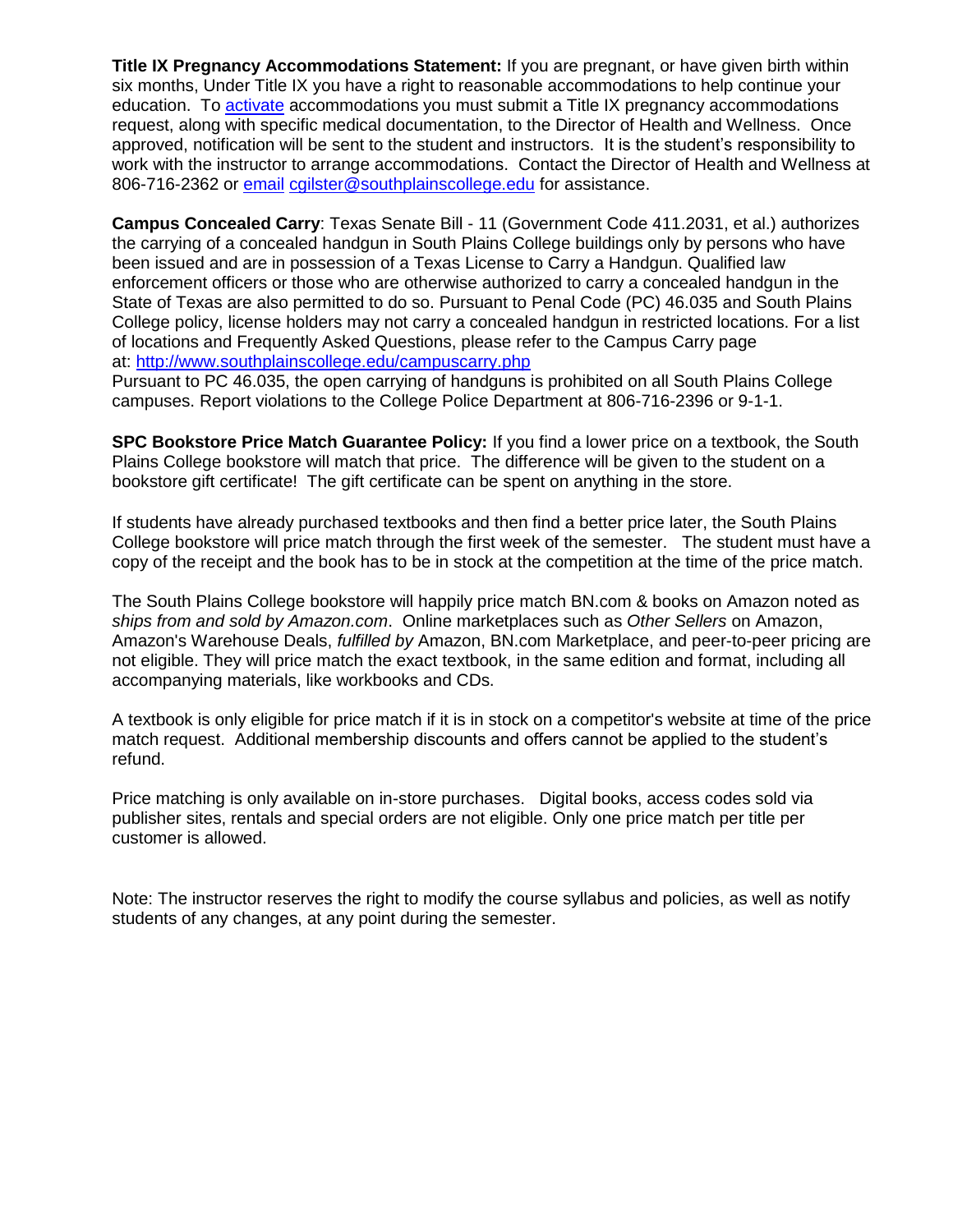**Title IX Pregnancy Accommodations Statement:** If you are pregnant, or have given birth within six months, Under Title IX you have a right to reasonable accommodations to help continue your education. To activate accommodations you must submit a Title IX pregnancy accommodations request, along with specific medical documentation, to the Director of Health and Wellness. Once approved, notification will be sent to the student and instructors. It is the student's responsibility to work with the instructor to arrange accommodations. Contact the Director of Health and Wellness at 806-716-2362 or email cgilster@southplainscollege.edu for assistance.

**Campus Concealed Carry**: Texas Senate Bill - 11 (Government Code 411.2031, et al.) authorizes the carrying of a concealed handgun in South Plains College buildings only by persons who have been issued and are in possession of a Texas License to Carry a Handgun. Qualified law enforcement officers or those who are otherwise authorized to carry a concealed handgun in the State of Texas are also permitted to do so. Pursuant to Penal Code (PC) 46.035 and South Plains College policy, license holders may not carry a concealed handgun in restricted locations. For a list of locations and Frequently Asked Questions, please refer to the Campus Carry page at: http://www.southplainscollege.edu/campuscarry.php
Pursuant to PC 46.035, the open carrying of handguns is prohibited on all South Plains College campuses. Report violations to the College Police Department at 806-716-2396 or 9-1-1.

**SPC Bookstore Price Match Guarantee Policy:** If you find a lower price on a textbook, the South Plains College bookstore will match that price. The difference will be given to the student on a bookstore gift certificate! The gift certificate can be spent on anything in the store.

If students have already purchased textbooks and then find a better price later, the South Plains College bookstore will price match through the first week of the semester. The student must have a copy of the receipt and the book has to be in stock at the competition at the time of the price match.

The South Plains College bookstore will happily price match BN.com & books on Amazon noted as *ships from and sold by Amazon.com*. Online marketplaces such as *Other Sellers* on Amazon, Amazon's Warehouse Deals, *fulfilled by* Amazon, BN.com Marketplace, and peer-to-peer pricing are not eligible. They will price match the exact textbook, in the same edition and format, including all accompanying materials, like workbooks and CDs.

A textbook is only eligible for price match if it is in stock on a competitor's website at time of the price match request. Additional membership discounts and offers cannot be applied to the student's refund.

Price matching is only available on in-store purchases. Digital books, access codes sold via publisher sites, rentals and special orders are not eligible. Only one price match per title per customer is allowed.

Note: The instructor reserves the right to modify the course syllabus and policies, as well as notify students of any changes, at any point during the semester.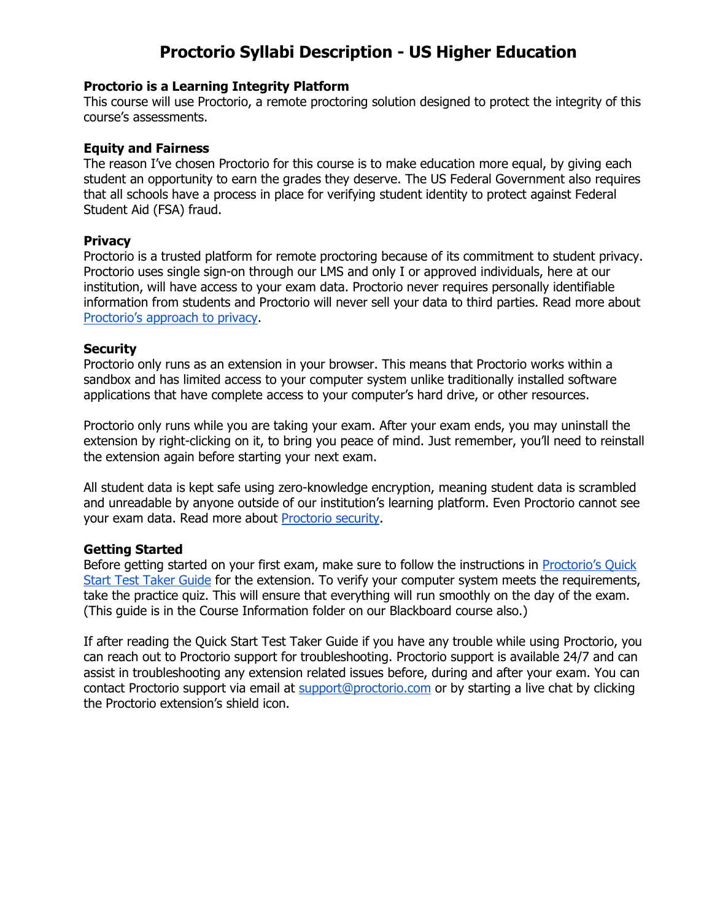# Proctorio Syllabi Description - US Higher Education

**Proctorio is a Learning Integrity Platform**
This course will use Proctorio, a remote proctoring solution designed to protect the integrity of this course's assessments.

**Equity and Fairness**
The reason I've chosen Proctorio for this course is to make education more equal, by giving each student an opportunity to earn the grades they deserve. The US Federal Government also requires that all schools have a process in place for verifying student identity to protect against Federal Student Aid (FSA) fraud.

**Privacy**
Proctorio is a trusted platform for remote proctoring because of its commitment to student privacy. Proctorio uses single sign-on through our LMS and only I or approved individuals, here at our institution, will have access to your exam data. Proctorio never requires personally identifiable information from students and Proctorio will never sell your data to third parties. Read more about Proctorio's approach to privacy.

**Security**
Proctorio only runs as an extension in your browser. This means that Proctorio works within a sandbox and has limited access to your computer system unlike traditionally installed software applications that have complete access to your computer's hard drive, or other resources.

Proctorio only runs while you are taking your exam. After your exam ends, you may uninstall the extension by right-clicking on it, to bring you peace of mind. Just remember, you'll need to reinstall the extension again before starting your next exam.

All student data is kept safe using zero-knowledge encryption, meaning student data is scrambled and unreadable by anyone outside of our institution's learning platform. Even Proctorio cannot see your exam data. Read more about Proctorio security.

**Getting Started**
Before getting started on your first exam, make sure to follow the instructions in Proctorio's Quick Start Test Taker Guide for the extension. To verify your computer system meets the requirements, take the practice quiz. This will ensure that everything will run smoothly on the day of the exam. (This guide is in the Course Information folder on our Blackboard course also.)

If after reading the Quick Start Test Taker Guide if you have any trouble while using Proctorio, you can reach out to Proctorio support for troubleshooting. Proctorio support is available 24/7 and can assist in troubleshooting any extension related issues before, during and after your exam. You can contact Proctorio support via email at support@proctorio.com or by starting a live chat by clicking the Proctorio extension's shield icon.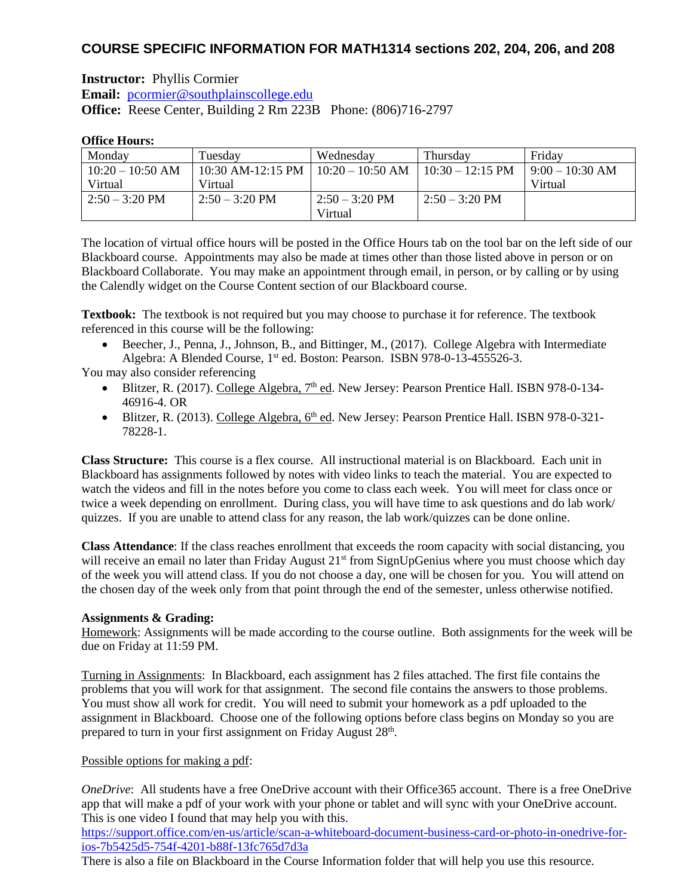## COURSE SPECIFIC INFORMATION FOR MATH1314 sections 202, 204, 206, and 208

**Instructor:** Phyllis Cormier
**Email:** [pcormier@southplainscollege.edu](mailto:pcormier@southplainscollege.edu)
**Office:** Reese Center, Building 2 Rm 223B Phone: (806)716-2797

**Office Hours:**

| Monday | Tuesday | Wednesday | Thursday | Friday |
|---|---|---|---|---|
| 10:20 – 10:50 AM Virtual | 10:30 AM-12:15 PM Virtual | 10:20 – 10:50 AM | 10:30 – 12:15 PM | 9:00 – 10:30 AM Virtual |
| 2:50 – 3:20 PM | 2:50 – 3:20 PM | 2:50 – 3:20 PM Virtual | 2:50 – 3:20 PM | |

The location of virtual office hours will be posted in the Office Hours tab on the tool bar on the left side of our Blackboard course. Appointments may also be made at times other than those listed above in person or on Blackboard Collaborate. You may make an appointment through email, in person, or by calling or by using the Calendly widget on the Course Content section of our Blackboard course.

**Textbook:** The textbook is not required but you may choose to purchase it for reference. The textbook referenced in this course will be the following:

- Beecher, J., Penna, J., Johnson, B., and Bittinger, M., (2017). College Algebra with Intermediate Algebra: A Blended Course, 1st ed. Boston: Pearson. ISBN 978-0-13-455526-3.

You may also consider referencing

- Blitzer, R. (2017). College Algebra, 7th ed. New Jersey: Pearson Prentice Hall. ISBN 978-0-134-46916-4. OR
- Blitzer, R. (2013). College Algebra, 6th ed. New Jersey: Pearson Prentice Hall. ISBN 978-0-321-78228-1.

**Class Structure:** This course is a flex course. All instructional material is on Blackboard. Each unit in Blackboard has assignments followed by notes with video links to teach the material. You are expected to watch the videos and fill in the notes before you come to class each week. You will meet for class once or twice a week depending on enrollment. During class, you will have time to ask questions and do lab work/ quizzes. If you are unable to attend class for any reason, the lab work/quizzes can be done online.

**Class Attendance**: If the class reaches enrollment that exceeds the room capacity with social distancing, you will receive an email no later than Friday August 21st from SignUpGenius where you must choose which day of the week you will attend class. If you do not choose a day, one will be chosen for you. You will attend on the chosen day of the week only from that point through the end of the semester, unless otherwise notified.

**Assignments & Grading:**

Homework: Assignments will be made according to the course outline. Both assignments for the week will be due on Friday at 11:59 PM.

Turning in Assignments: In Blackboard, each assignment has 2 files attached. The first file contains the problems that you will work for that assignment. The second file contains the answers to those problems. You must show all work for credit. You will need to submit your homework as a pdf uploaded to the assignment in Blackboard. Choose one of the following options before class begins on Monday so you are prepared to turn in your first assignment on Friday August 28th.

Possible options for making a pdf:

*OneDrive*: All students have a free OneDrive account with their Office365 account. There is a free OneDrive app that will make a pdf of your work with your phone or tablet and will sync with your OneDrive account. This is one video I found that may help you with this.
https://support.office.com/en-us/article/scan-a-whiteboard-document-business-card-or-photo-in-onedrive-for-ios-7b5425d5-754f-4201-b88f-13fc765d7d3a
There is also a file on Blackboard in the Course Information folder that will help you use this resource.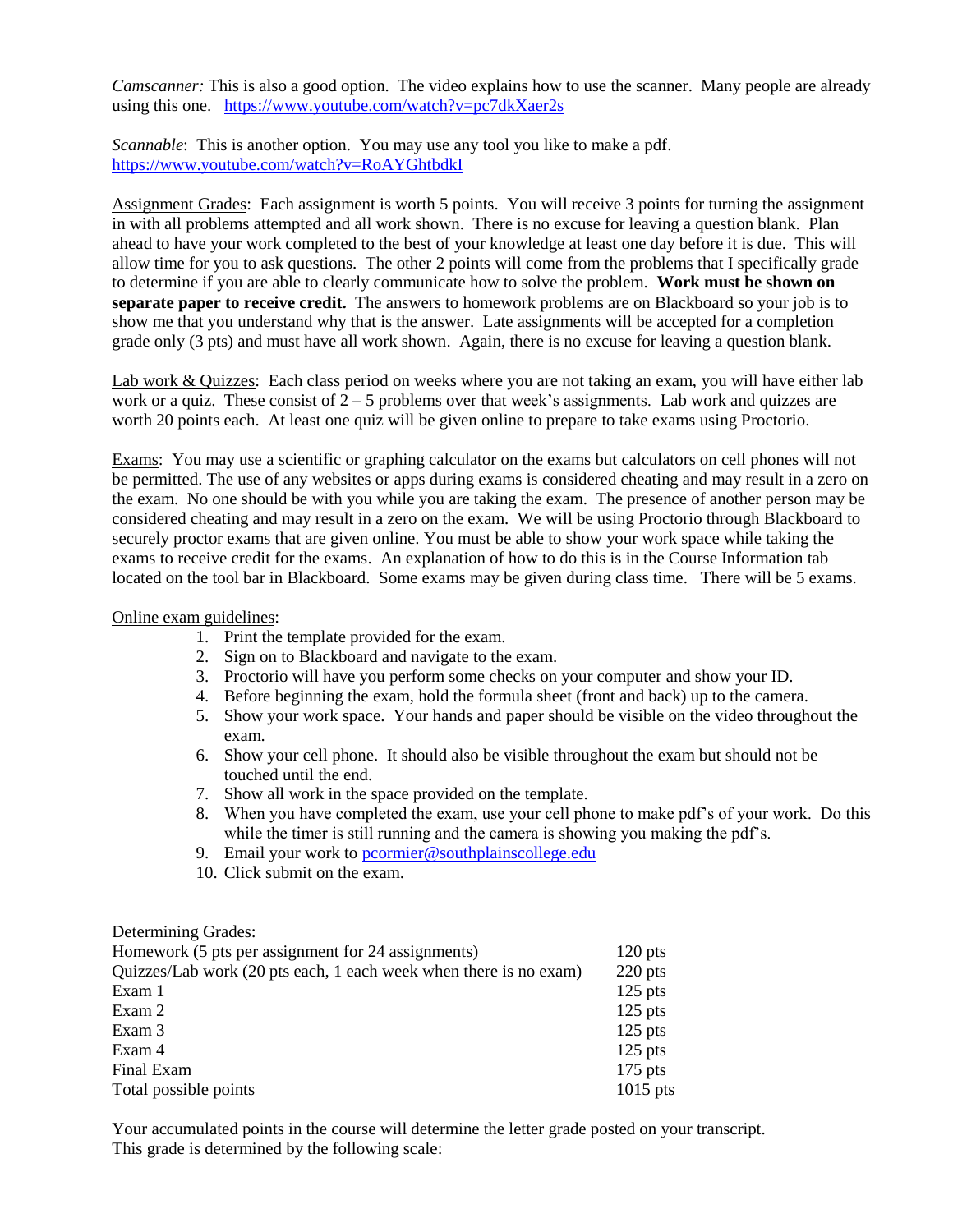*Camscanner:* This is also a good option. The video explains how to use the scanner. Many people are already using this one. https://www.youtube.com/watch?v=pc7dkXaer2s

*Scannable*: This is another option. You may use any tool you like to make a pdf. https://www.youtube.com/watch?v=RoAYGhtbdkI

Assignment Grades: Each assignment is worth 5 points. You will receive 3 points for turning the assignment in with all problems attempted and all work shown. There is no excuse for leaving a question blank. Plan ahead to have your work completed to the best of your knowledge at least one day before it is due. This will allow time for you to ask questions. The other 2 points will come from the problems that I specifically grade to determine if you are able to clearly communicate how to solve the problem. **Work must be shown on separate paper to receive credit.** The answers to homework problems are on Blackboard so your job is to show me that you understand why that is the answer. Late assignments will be accepted for a completion grade only (3 pts) and must have all work shown. Again, there is no excuse for leaving a question blank.

Lab work & Quizzes: Each class period on weeks where you are not taking an exam, you will have either lab work or a quiz. These consist of 2 – 5 problems over that week's assignments. Lab work and quizzes are worth 20 points each. At least one quiz will be given online to prepare to take exams using Proctorio.

Exams: You may use a scientific or graphing calculator on the exams but calculators on cell phones will not be permitted. The use of any websites or apps during exams is considered cheating and may result in a zero on the exam. No one should be with you while you are taking the exam. The presence of another person may be considered cheating and may result in a zero on the exam. We will be using Proctorio through Blackboard to securely proctor exams that are given online. You must be able to show your work space while taking the exams to receive credit for the exams. An explanation of how to do this is in the Course Information tab located on the tool bar in Blackboard. Some exams may be given during class time. There will be 5 exams.

Online exam guidelines:

1. Print the template provided for the exam.
2. Sign on to Blackboard and navigate to the exam.
3. Proctorio will have you perform some checks on your computer and show your ID.
4. Before beginning the exam, hold the formula sheet (front and back) up to the camera.
5. Show your work space. Your hands and paper should be visible on the video throughout the exam.
6. Show your cell phone. It should also be visible throughout the exam but should not be touched until the end.
7. Show all work in the space provided on the template.
8. When you have completed the exam, use your cell phone to make pdf's of your work. Do this while the timer is still running and the camera is showing you making the pdf's.
9. Email your work to pcormier@southplainscollege.edu
10. Click submit on the exam.

Determining Grades:

| | |
|---|---|
| Homework (5 pts per assignment for 24 assignments) | 120 pts |
| Quizzes/Lab work (20 pts each, 1 each week when there is no exam) | 220 pts |
| Exam 1 | 125 pts |
| Exam 2 | 125 pts |
| Exam 3 | 125 pts |
| Exam 4 | 125 pts |
| Final Exam | 175 pts |
| Total possible points | 1015 pts |

Your accumulated points in the course will determine the letter grade posted on your transcript. This grade is determined by the following scale: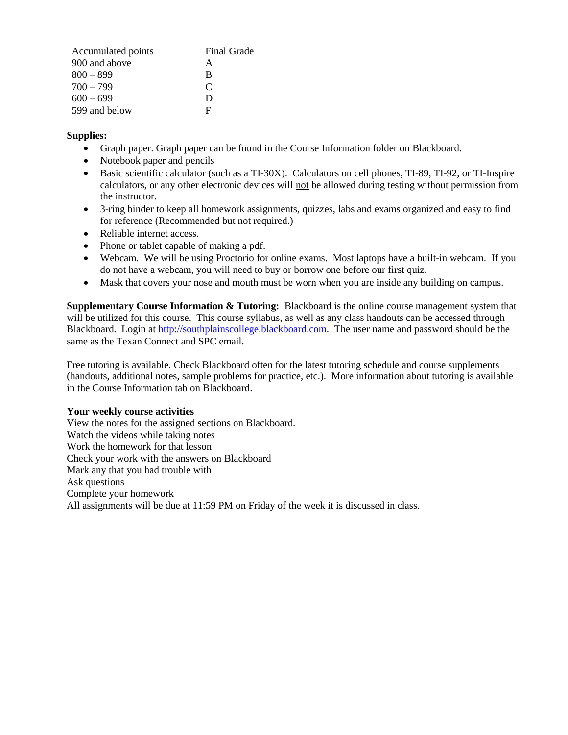| Accumulated points | Final Grade |
|---|---|
| 900 and above | A |
| 800 – 899 | B |
| 700 – 799 | C |
| 600 – 699 | D |
| 599 and below | F |

**Supplies:**

- Graph paper. Graph paper can be found in the Course Information folder on Blackboard.
- Notebook paper and pencils
- Basic scientific calculator (such as a TI-30X). Calculators on cell phones, TI-89, TI-92, or TI-Inspire calculators, or any other electronic devices will not be allowed during testing without permission from the instructor.
- 3-ring binder to keep all homework assignments, quizzes, labs and exams organized and easy to find for reference (Recommended but not required.)
- Reliable internet access.
- Phone or tablet capable of making a pdf.
- Webcam. We will be using Proctorio for online exams. Most laptops have a built-in webcam. If you do not have a webcam, you will need to buy or borrow one before our first quiz.
- Mask that covers your nose and mouth must be worn when you are inside any building on campus.

**Supplementary Course Information & Tutoring:** Blackboard is the online course management system that will be utilized for this course. This course syllabus, as well as any class handouts can be accessed through Blackboard. Login at http://southplainscollege.blackboard.com. The user name and password should be the same as the Texan Connect and SPC email.

Free tutoring is available. Check Blackboard often for the latest tutoring schedule and course supplements (handouts, additional notes, sample problems for practice, etc.). More information about tutoring is available in the Course Information tab on Blackboard.

**Your weekly course activities**

View the notes for the assigned sections on Blackboard.
Watch the videos while taking notes
Work the homework for that lesson
Check your work with the answers on Blackboard
Mark any that you had trouble with
Ask questions
Complete your homework
All assignments will be due at 11:59 PM on Friday of the week it is discussed in class.